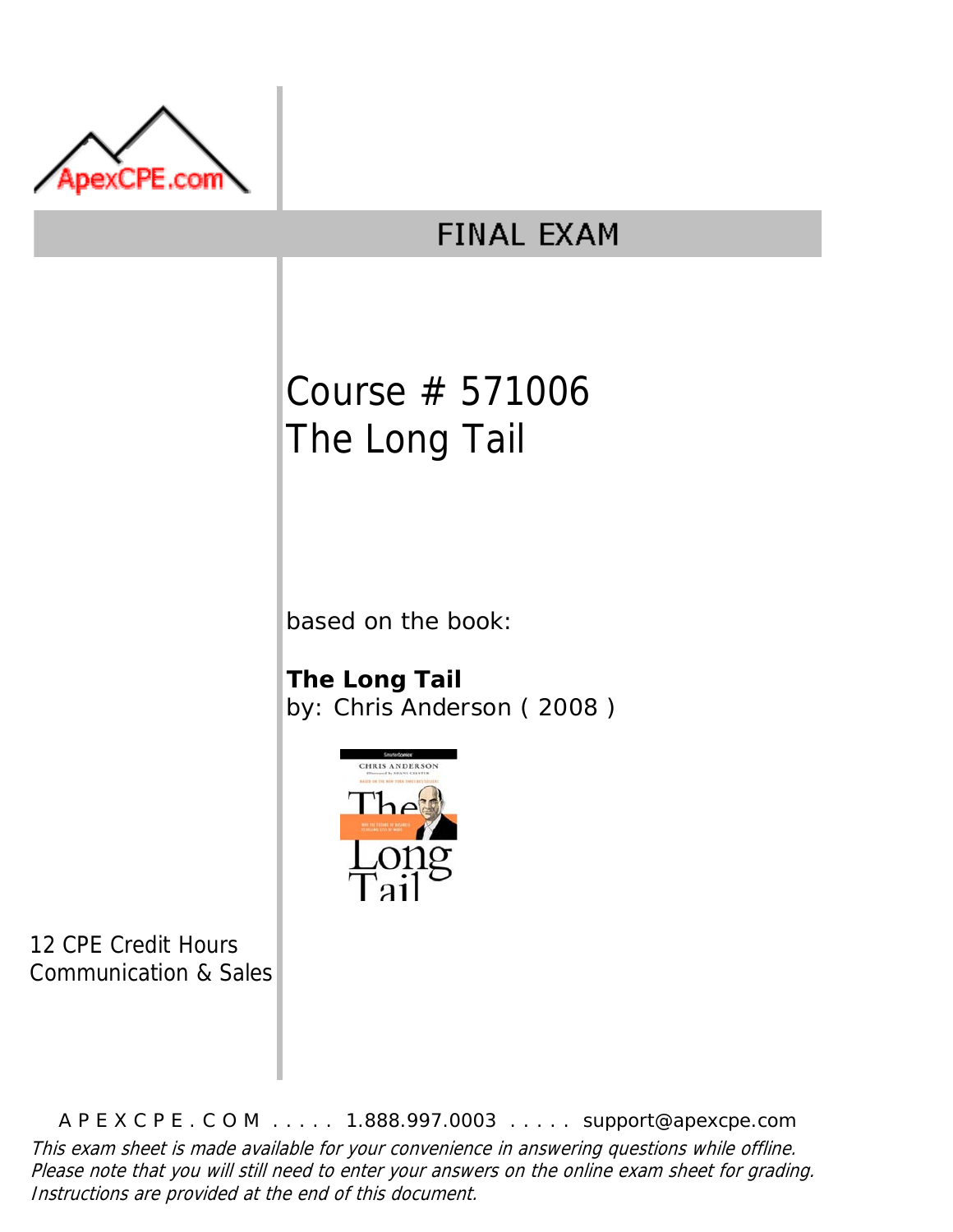ApexCPE.com

# FINAL EXAM

## Course # 571006
## The Long Tail

based on the book:

**The Long Tail**
by: Chris Anderson ( 2008 )

12 CPE Credit Hours
Communication & Sales

APEXCPE.COM ..... 1.888.997.0003 ..... support@apexcpe.com

*This exam sheet is made available for your convenience in answering questions while offline. Please note that you will still need to enter your answers on the online exam sheet for grading. Instructions are provided at the end of this document.*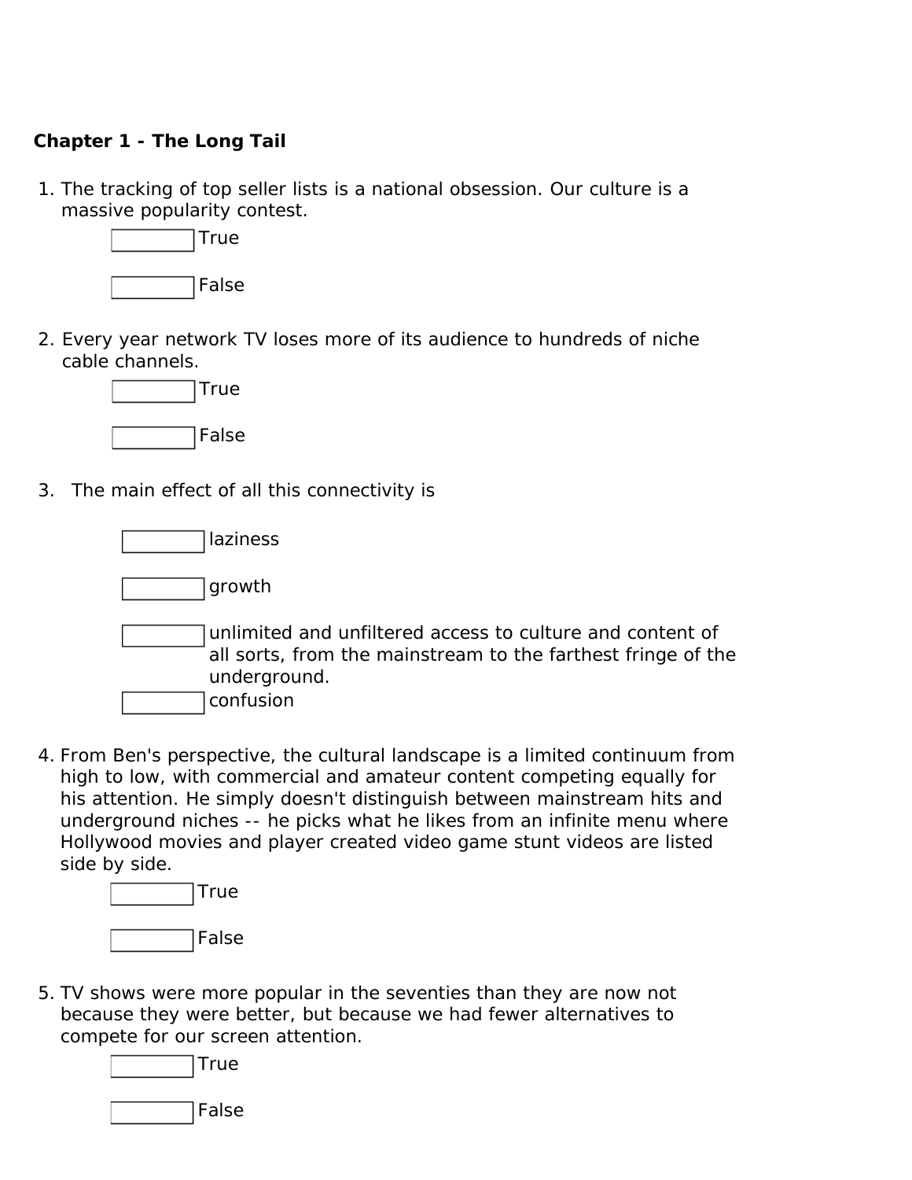**Chapter 1 - The Long Tail**

1. The tracking of top seller lists is a national obsession. Our culture is a massive popularity contest.
   - [ ] True
   - [ ] False

2. Every year network TV loses more of its audience to hundreds of niche cable channels.
   - [ ] True
   - [ ] False

3. The main effect of all this connectivity is
   - [ ] laziness
   - [ ] growth
   - [ ] unlimited and unfiltered access to culture and content of all sorts, from the mainstream to the farthest fringe of the underground.
   - [ ] confusion

4. From Ben's perspective, the cultural landscape is a limited continuum from high to low, with commercial and amateur content competing equally for his attention. He simply doesn't distinguish between mainstream hits and underground niches -- he picks what he likes from an infinite menu where Hollywood movies and player created video game stunt videos are listed side by side.
   - [ ] True
   - [ ] False

5. TV shows were more popular in the seventies than they are now not because they were better, but because we had fewer alternatives to compete for our screen attention.
   - [ ] True
   - [ ] False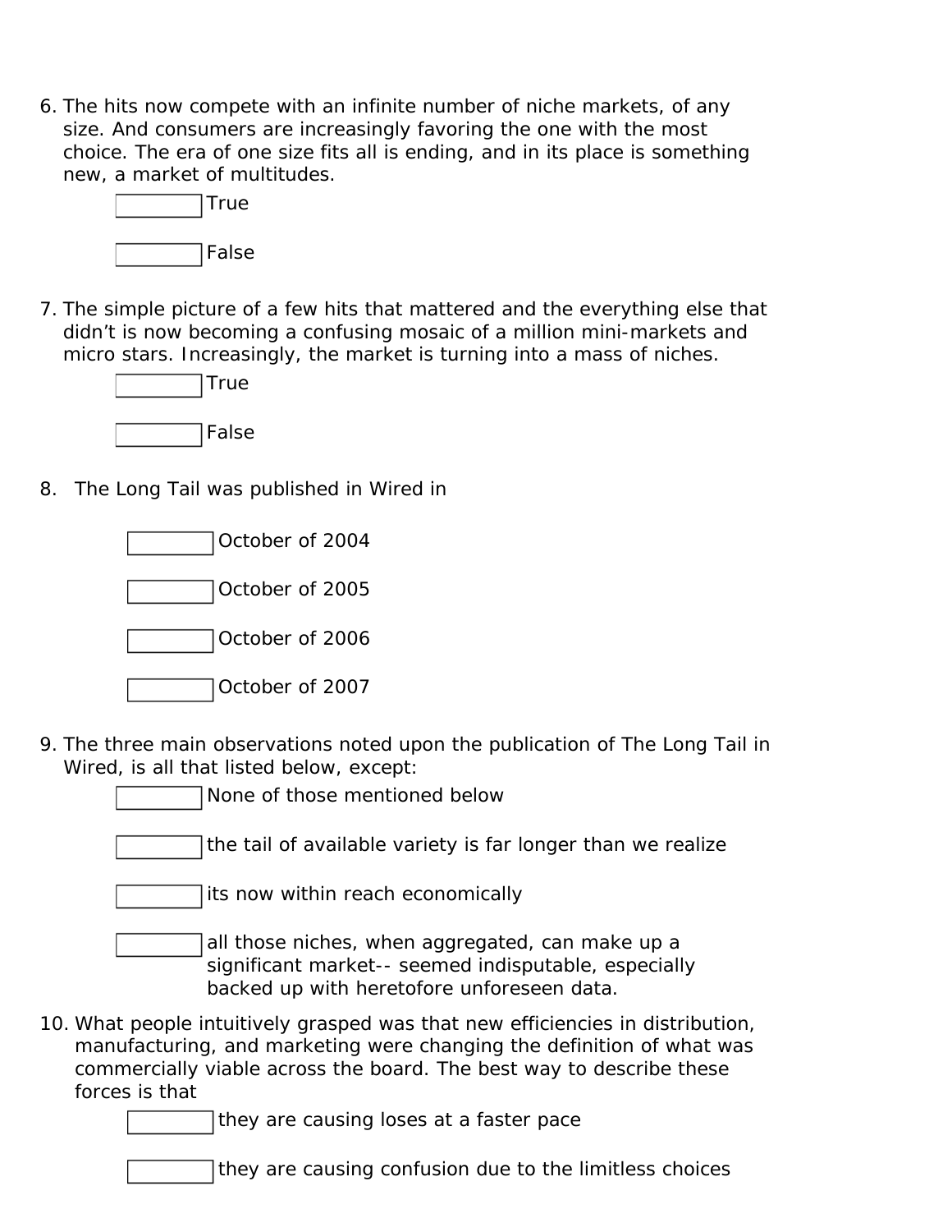6. The hits now compete with an infinite number of niche markets, of any size. And consumers are increasingly favoring the one with the most choice. The era of one size fits all is ending, and in its place is something new, a market of multitudes.

   - [ ] True
   - [ ] False

7. The simple picture of a few hits that mattered and the everything else that didn't is now becoming a confusing mosaic of a million mini-markets and micro stars. Increasingly, the market is turning into a mass of niches.

   - [ ] True
   - [ ] False

8. The Long Tail was published in Wired in

   - [ ] October of 2004
   - [ ] October of 2005
   - [ ] October of 2006
   - [ ] October of 2007

9. The three main observations noted upon the publication of The Long Tail in Wired, is all that listed below, except:

   - [ ] None of those mentioned below
   - [ ] the tail of available variety is far longer than we realize
   - [ ] its now within reach economically
   - [ ] all those niches, when aggregated, can make up a significant market-- seemed indisputable, especially backed up with heretofore unforeseen data.

10. What people intuitively grasped was that new efficiencies in distribution, manufacturing, and marketing were changing the definition of what was commercially viable across the board. The best way to describe these forces is that

    - [ ] they are causing loses at a faster pace
    - [ ] they are causing confusion due to the limitless choices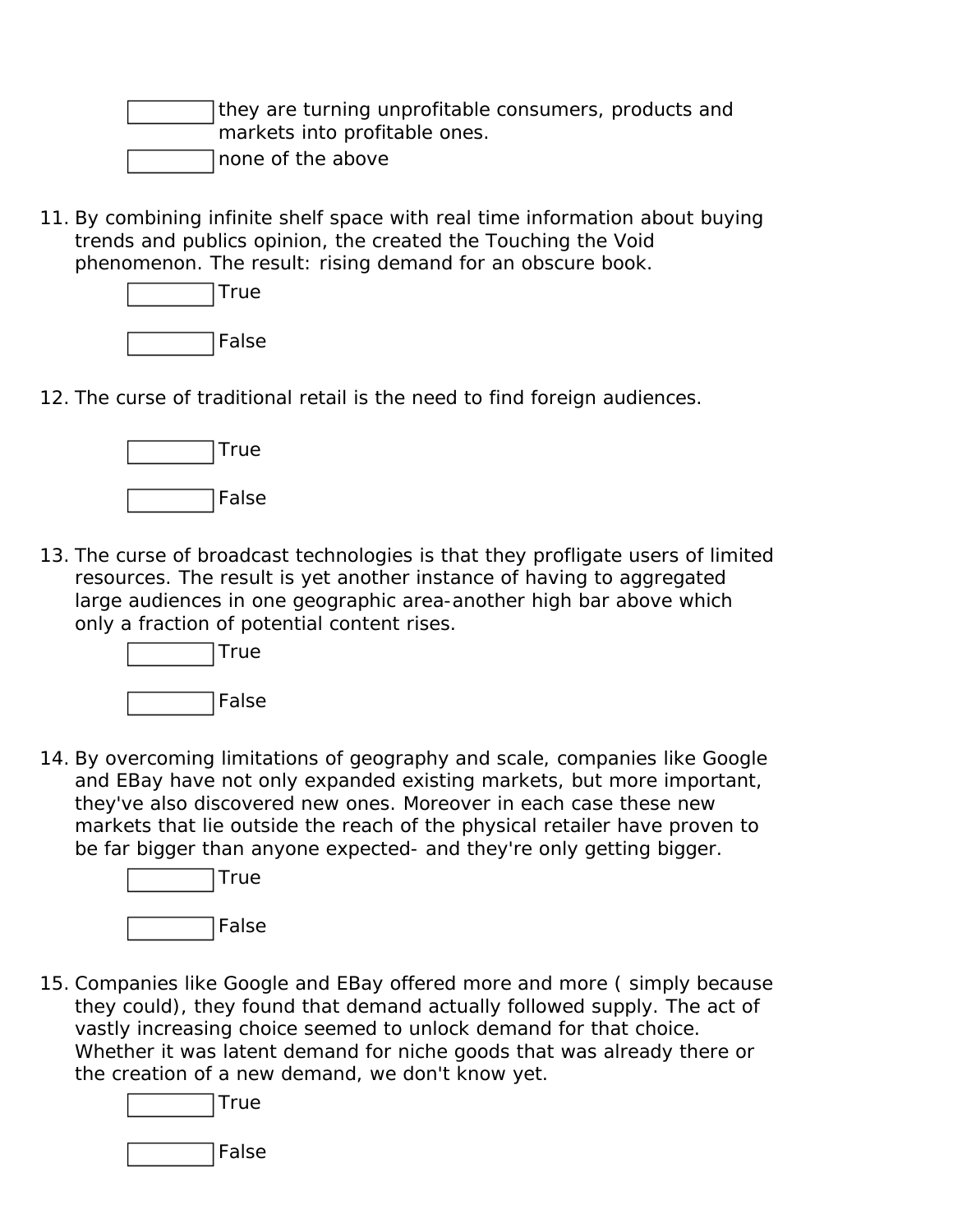- [ ] they are turning unprofitable consumers, products and markets into profitable ones.
- [ ] none of the above

11. By combining infinite shelf space with real time information about buying trends and publics opinion, the created the Touching the Void phenomenon. The result: rising demand for an obscure book.

- [ ] True
- [ ] False

12. The curse of traditional retail is the need to find foreign audiences.

- [ ] True
- [ ] False

13. The curse of broadcast technologies is that they profligate users of limited resources. The result is yet another instance of having to aggregated large audiences in one geographic area-another high bar above which only a fraction of potential content rises.

- [ ] True
- [ ] False

14. By overcoming limitations of geography and scale, companies like Google and EBay have not only expanded existing markets, but more important, they've also discovered new ones. Moreover in each case these new markets that lie outside the reach of the physical retailer have proven to be far bigger than anyone expected- and they're only getting bigger.

- [ ] True
- [ ] False

15. Companies like Google and EBay offered more and more ( simply because they could), they found that demand actually followed supply. The act of vastly increasing choice seemed to unlock demand for that choice. Whether it was latent demand for niche goods that was already there or the creation of a new demand, we don't know yet.

- [ ] True
- [ ] False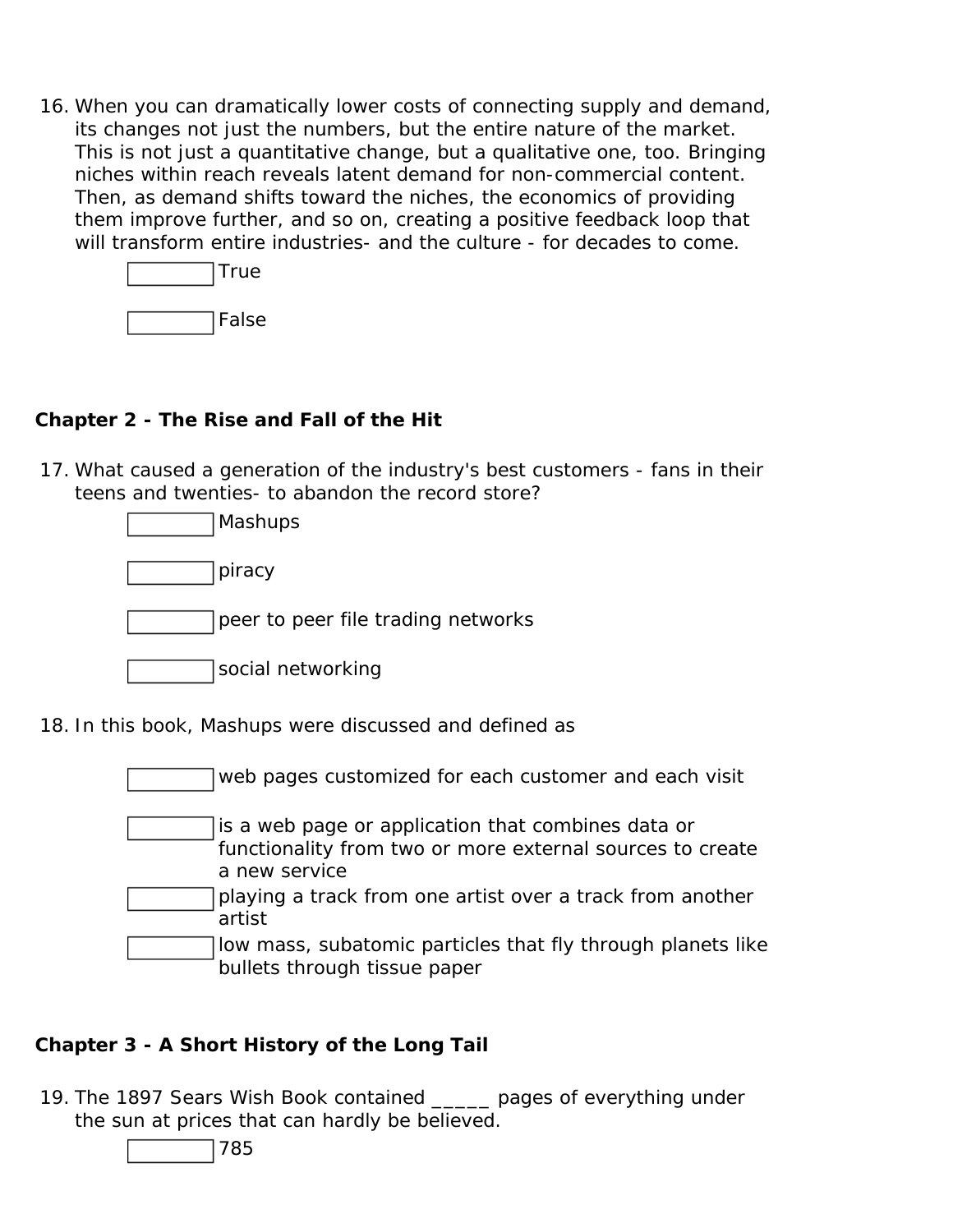16. When you can dramatically lower costs of connecting supply and demand, its changes not just the numbers, but the entire nature of the market. This is not just a quantitative change, but a qualitative one, too. Bringing niches within reach reveals latent demand for non-commercial content. Then, as demand shifts toward the niches, the economics of providing them improve further, and so on, creating a positive feedback loop that will transform entire industries- and the culture - for decades to come.

   - [ ] True
   - [ ] False

### Chapter 2 - The Rise and Fall of the Hit

17. What caused a generation of the industry's best customers - fans in their teens and twenties- to abandon the record store?

   - [ ] Mashups
   - [ ] piracy
   - [ ] peer to peer file trading networks
   - [ ] social networking

18. In this book, Mashups were discussed and defined as

   - [ ] web pages customized for each customer and each visit
   - [ ] is a web page or application that combines data or functionality from two or more external sources to create a new service
   - [ ] playing a track from one artist over a track from another artist
   - [ ] low mass, subatomic particles that fly through planets like bullets through tissue paper

### Chapter 3 - A Short History of the Long Tail

19. The 1897 Sears Wish Book contained _____ pages of everything under the sun at prices that can hardly be believed.

   - [ ] 785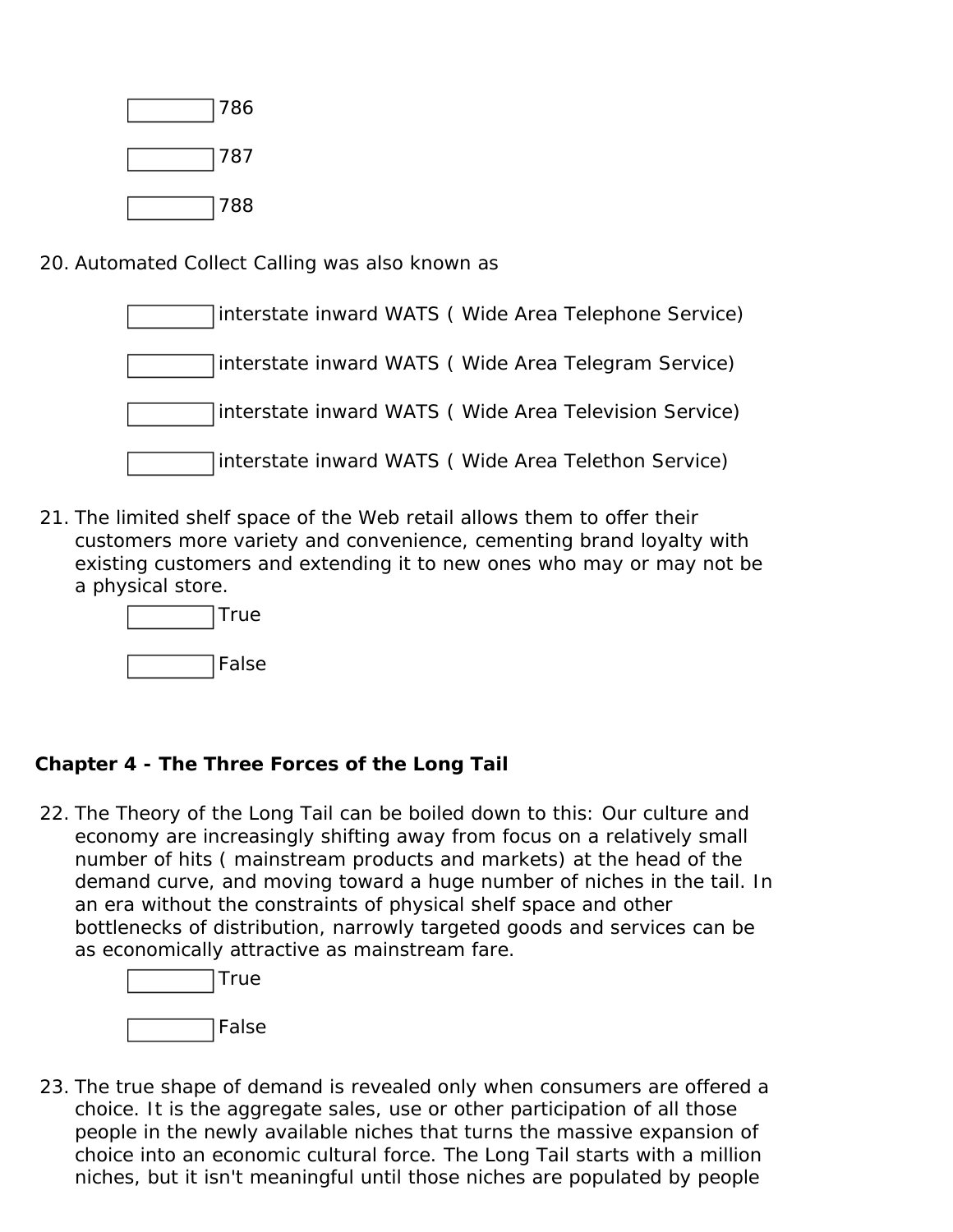- [ ] 786
- [ ] 787
- [ ] 788

20. Automated Collect Calling was also known as

- [ ] interstate inward WATS ( Wide Area Telephone Service)
- [ ] interstate inward WATS ( Wide Area Telegram Service)
- [ ] interstate inward WATS ( Wide Area Television Service)
- [ ] interstate inward WATS ( Wide Area Telethon Service)

21. The limited shelf space of the Web retail allows them to offer their customers more variety and convenience, cementing brand loyalty with existing customers and extending it to new ones who may or may not be a physical store.

- [ ] True
- [ ] False

**Chapter 4 - The Three Forces of the Long Tail**

22. The Theory of the Long Tail can be boiled down to this: Our culture and economy are increasingly shifting away from focus on a relatively small number of hits ( mainstream products and markets) at the head of the demand curve, and moving toward a huge number of niches in the tail. In an era without the constraints of physical shelf space and other bottlenecks of distribution, narrowly targeted goods and services can be as economically attractive as mainstream fare.

- [ ] True
- [ ] False

23. The true shape of demand is revealed only when consumers are offered a choice. It is the aggregate sales, use or other participation of all those people in the newly available niches that turns the massive expansion of choice into an economic cultural force. The Long Tail starts with a million niches, but it isn't meaningful until those niches are populated by people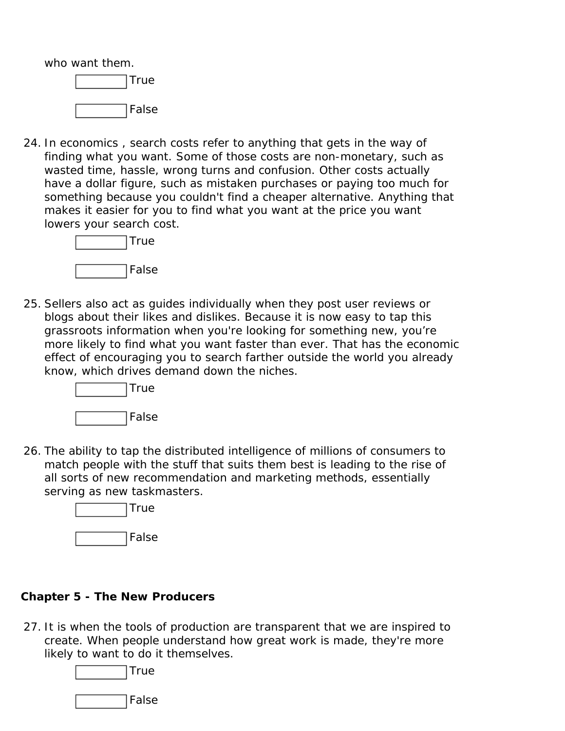who want them.

☐ True

☐ False

24. In economics , search costs refer to anything that gets in the way of finding what you want. Some of those costs are non-monetary, such as wasted time, hassle, wrong turns and confusion. Other costs actually have a dollar figure, such as mistaken purchases or paying too much for something because you couldn't find a cheaper alternative. Anything that makes it easier for you to find what you want at the price you want lowers your search cost.

    ☐ True

    ☐ False

25. Sellers also act as guides individually when they post user reviews or blogs about their likes and dislikes. Because it is now easy to tap this grassroots information when you're looking for something new, you're more likely to find what you want faster than ever. That has the economic effect of encouraging you to search farther outside the world you already know, which drives demand down the niches.

    ☐ True

    ☐ False

26. The ability to tap the distributed intelligence of millions of consumers to match people with the stuff that suits them best is leading to the rise of all sorts of new recommendation and marketing methods, essentially serving as new taskmasters.

    ☐ True

    ☐ False

**Chapter 5 - The New Producers**

27. It is when the tools of production are transparent that we are inspired to create. When people understand how great work is made, they're more likely to want to do it themselves.

    ☐ True

    ☐ False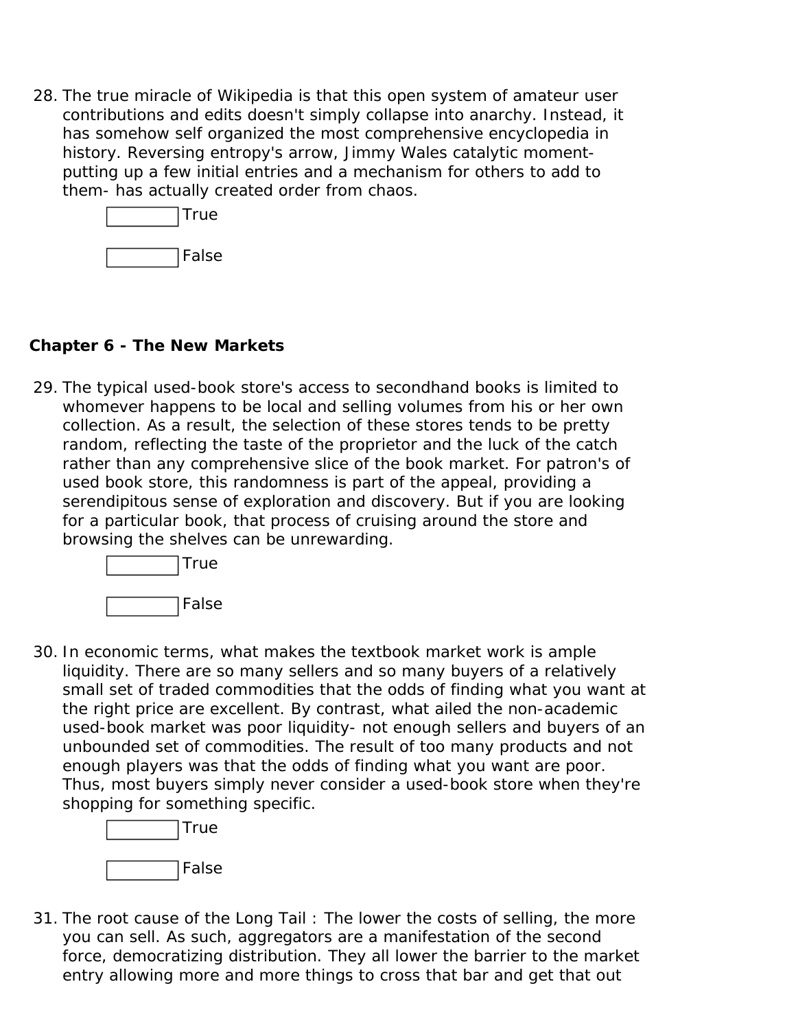28. The true miracle of Wikipedia is that this open system of amateur user contributions and edits doesn't simply collapse into anarchy. Instead, it has somehow self organized the most comprehensive encyclopedia in history. Reversing entropy's arrow, Jimmy Wales catalytic moment- putting up a few initial entries and a mechanism for others to add to them- has actually created order from chaos.

    ☐ True

    ☐ False

### Chapter 6 - The New Markets

29. The typical used-book store's access to secondhand books is limited to whomever happens to be local and selling volumes from his or her own collection. As a result, the selection of these stores tends to be pretty random, reflecting the taste of the proprietor and the luck of the catch rather than any comprehensive slice of the book market. For patron's of used book store, this randomness is part of the appeal, providing a serendipitous sense of exploration and discovery. But if you are looking for a particular book, that process of cruising around the store and browsing the shelves can be unrewarding.

    ☐ True

    ☐ False

30. In economic terms, what makes the textbook market work is ample liquidity. There are so many sellers and so many buyers of a relatively small set of traded commodities that the odds of finding what you want at the right price are excellent. By contrast, what ailed the non-academic used-book market was poor liquidity- not enough sellers and buyers of an unbounded set of commodities. The result of too many products and not enough players was that the odds of finding what you want are poor. Thus, most buyers simply never consider a used-book store when they're shopping for something specific.

    ☐ True

    ☐ False

31. The root cause of the Long Tail : The lower the costs of selling, the more you can sell. As such, aggregators are a manifestation of the second force, democratizing distribution. They all lower the barrier to the market entry allowing more and more things to cross that bar and get that out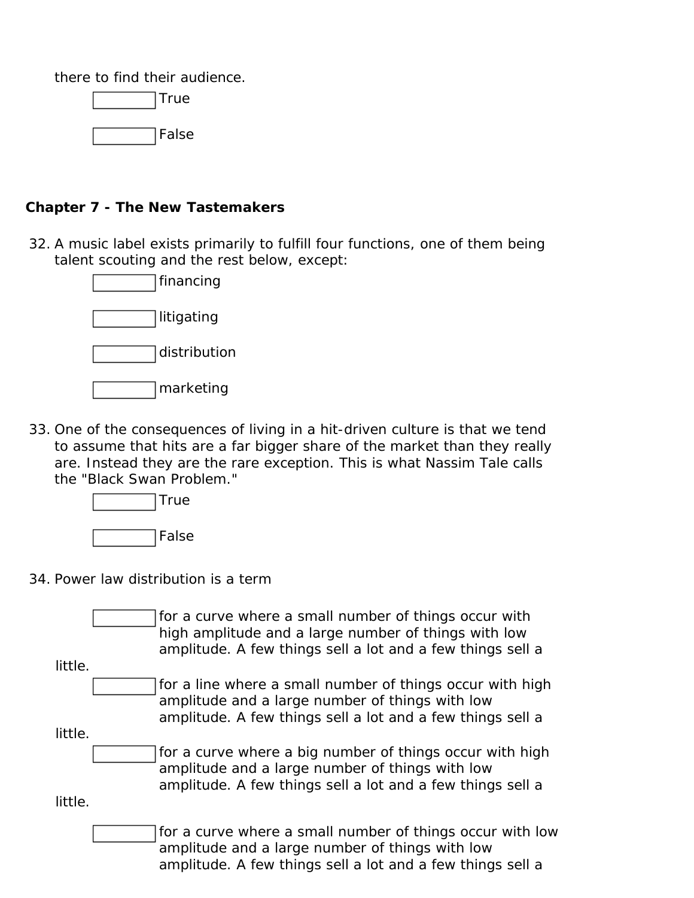there to find their audience.

- [ ] True
- [ ] False

**Chapter 7 - The New Tastemakers**

32. A music label exists primarily to fulfill four functions, one of them being talent scouting and the rest below, except:
    - [ ] financing
    - [ ] litigating
    - [ ] distribution
    - [ ] marketing

33. One of the consequences of living in a hit-driven culture is that we tend to assume that hits are a far bigger share of the market than they really are. Instead they are the rare exception. This is what Nassim Tale calls the "Black Swan Problem."
    - [ ] True
    - [ ] False

34. Power law distribution is a term
    - [ ] for a curve where a small number of things occur with high amplitude and a large number of things with low amplitude. A few things sell a lot and a few things sell a little.
    - [ ] for a line where a small number of things occur with high amplitude and a large number of things with low amplitude. A few things sell a lot and a few things sell a little.
    - [ ] for a curve where a big number of things occur with high amplitude and a large number of things with low amplitude. A few things sell a lot and a few things sell a little.
    - [ ] for a curve where a small number of things occur with low amplitude and a large number of things with low amplitude. A few things sell a lot and a few things sell a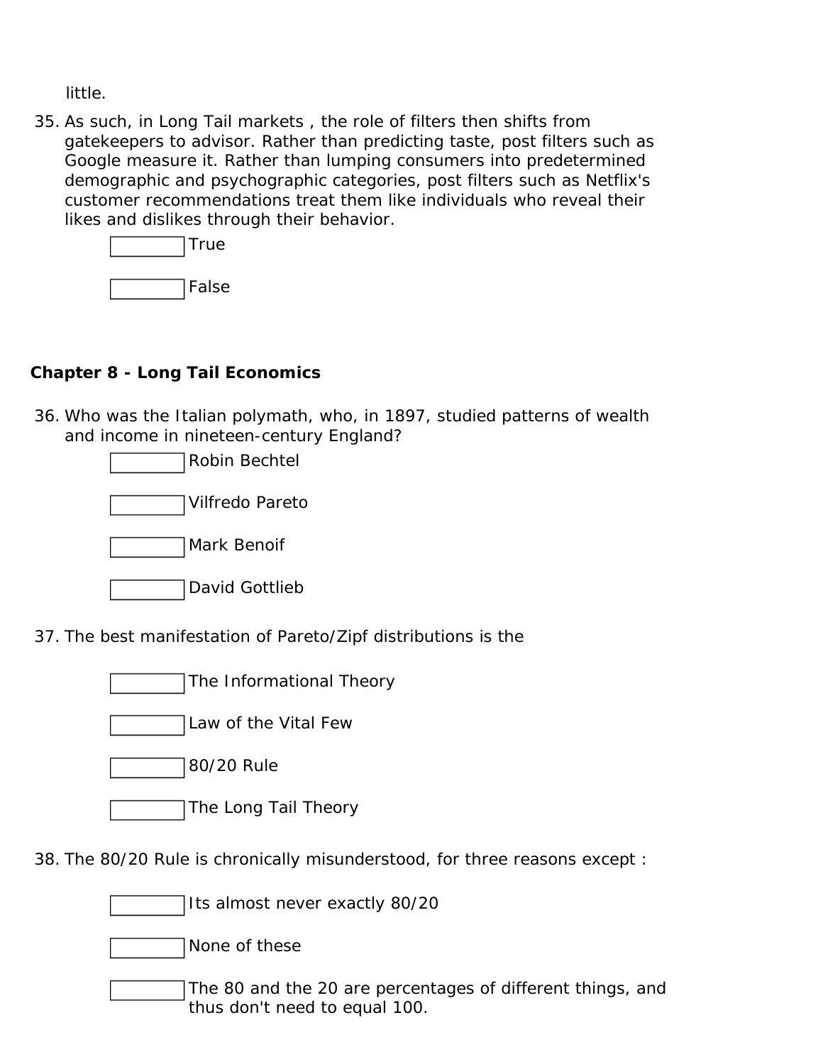little.

35. As such, in Long Tail markets , the role of filters then shifts from gatekeepers to advisor. Rather than predicting taste, post filters such as Google measure it. Rather than lumping consumers into predetermined demographic and psychographic categories, post filters such as Netflix's customer recommendations treat them like individuals who reveal their likes and dislikes through their behavior.

    - [ ] True
    - [ ] False

## Chapter 8 - Long Tail Economics

36. Who was the Italian polymath, who, in 1897, studied patterns of wealth and income in nineteen-century England?

    - [ ] Robin Bechtel
    - [ ] Vilfredo Pareto
    - [ ] Mark Benoif
    - [ ] David Gottlieb

37. The best manifestation of Pareto/Zipf distributions is the

    - [ ] The Informational Theory
    - [ ] Law of the Vital Few
    - [ ] 80/20 Rule
    - [ ] The Long Tail Theory

38. The 80/20 Rule is chronically misunderstood, for three reasons except :

    - [ ] Its almost never exactly 80/20
    - [ ] None of these
    - [ ] The 80 and the 20 are percentages of different things, and thus don't need to equal 100.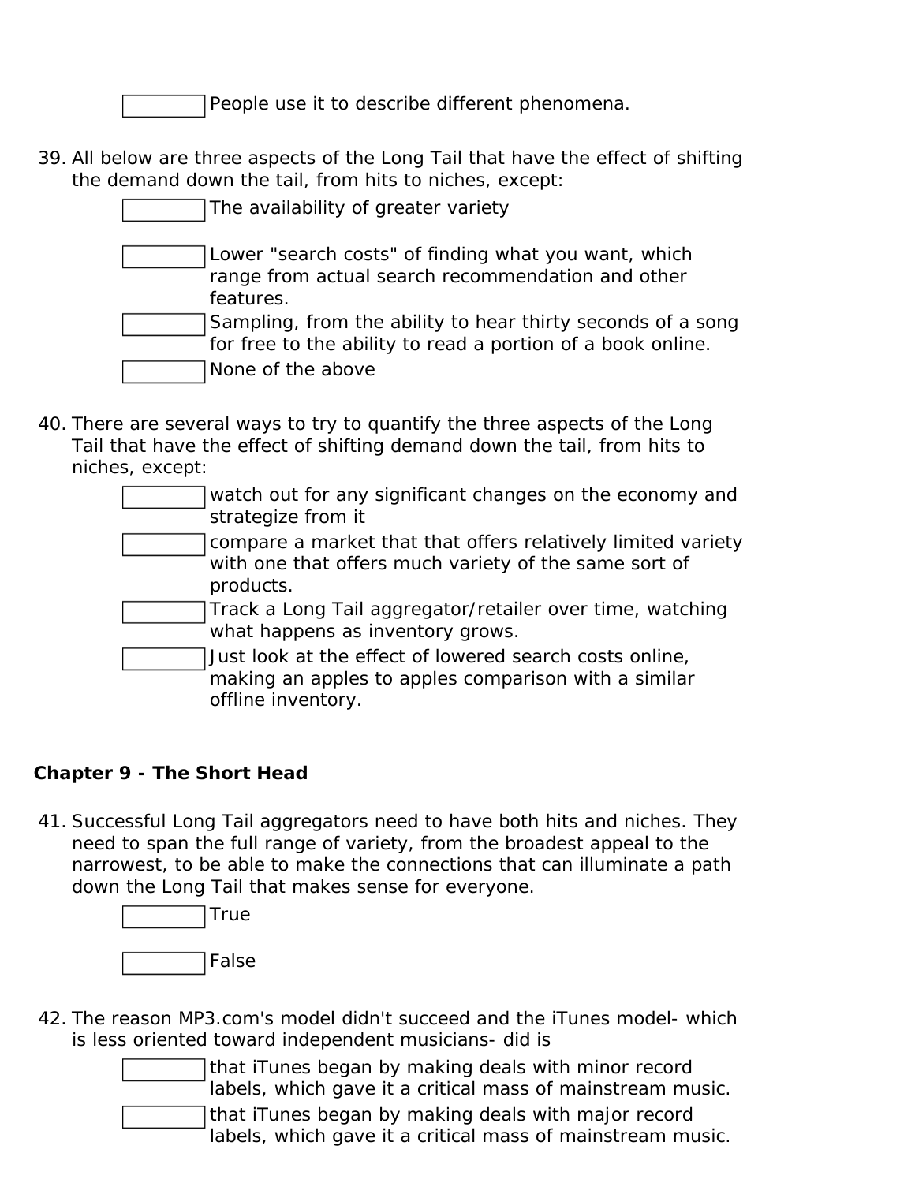- [ ] People use it to describe different phenomena.

39. All below are three aspects of the Long Tail that have the effect of shifting the demand down the tail, from hits to niches, except:
    - [ ] The availability of greater variety
    - [ ] Lower "search costs" of finding what you want, which range from actual search recommendation and other features.
    - [ ] Sampling, from the ability to hear thirty seconds of a song for free to the ability to read a portion of a book online.
    - [ ] None of the above

40. There are several ways to try to quantify the three aspects of the Long Tail that have the effect of shifting demand down the tail, from hits to niches, except:
    - [ ] watch out for any significant changes on the economy and strategize from it
    - [ ] compare a market that that offers relatively limited variety with one that offers much variety of the same sort of products.
    - [ ] Track a Long Tail aggregator/retailer over time, watching what happens as inventory grows.
    - [ ] Just look at the effect of lowered search costs online, making an apples to apples comparison with a similar offline inventory.

## Chapter 9 - The Short Head

41. Successful Long Tail aggregators need to have both hits and niches. They need to span the full range of variety, from the broadest appeal to the narrowest, to be able to make the connections that can illuminate a path down the Long Tail that makes sense for everyone.
    - [ ] True
    - [ ] False

42. The reason MP3.com's model didn't succeed and the iTunes model- which is less oriented toward independent musicians- did is
    - [ ] that iTunes began by making deals with minor record labels, which gave it a critical mass of mainstream music.
    - [ ] that iTunes began by making deals with major record labels, which gave it a critical mass of mainstream music.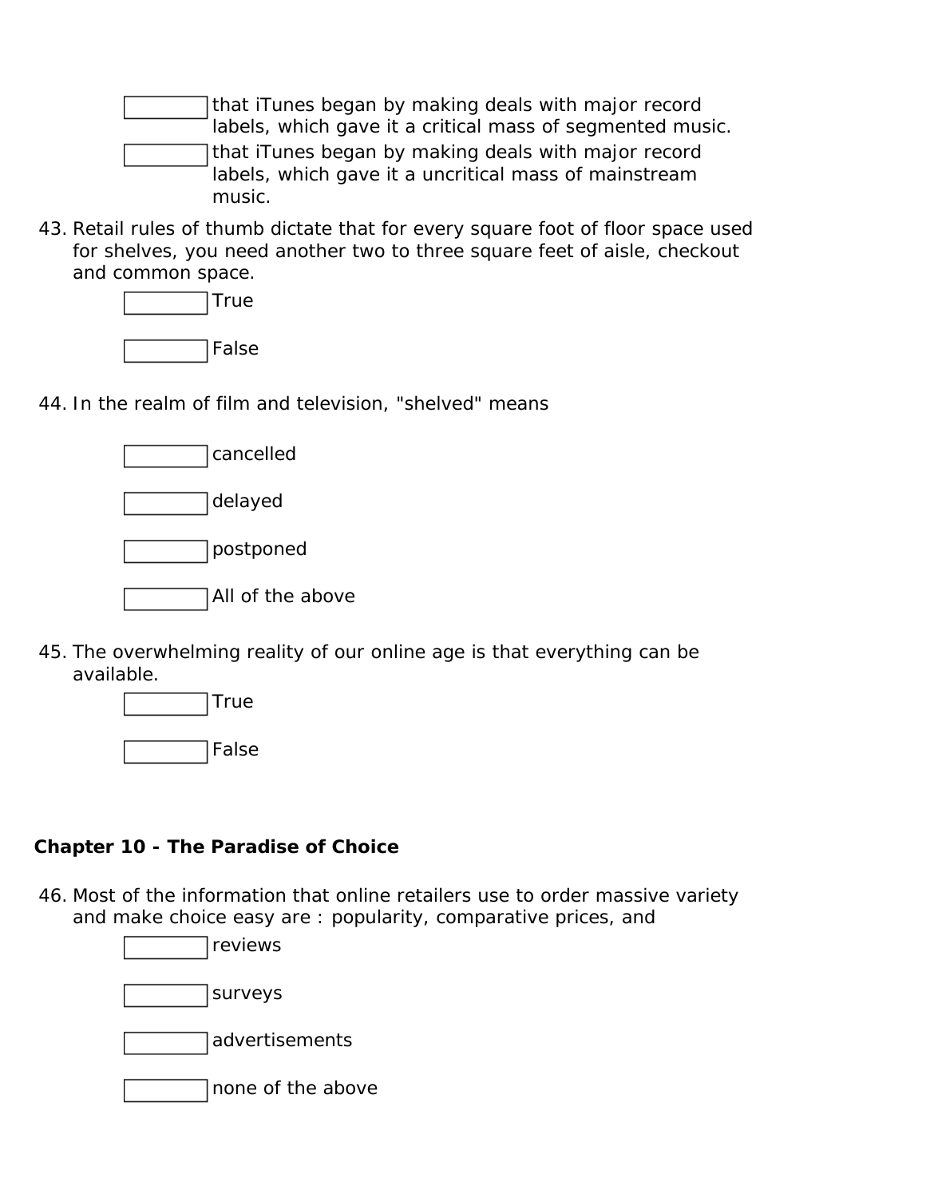- [ ] that iTunes began by making deals with major record labels, which gave it a critical mass of segmented music.
- [ ] that iTunes began by making deals with major record labels, which gave it a uncritical mass of mainstream music.

43. Retail rules of thumb dictate that for every square foot of floor space used for shelves, you need another two to three square feet of aisle, checkout and common space.
   - [ ] True
   - [ ] False

44. In the realm of film and television, "shelved" means
   - [ ] cancelled
   - [ ] delayed
   - [ ] postponed
   - [ ] All of the above

45. The overwhelming reality of our online age is that everything can be available.
   - [ ] True
   - [ ] False

**Chapter 10 - The Paradise of Choice**

46. Most of the information that online retailers use to order massive variety and make choice easy are : popularity, comparative prices, and
   - [ ] reviews
   - [ ] surveys
   - [ ] advertisements
   - [ ] none of the above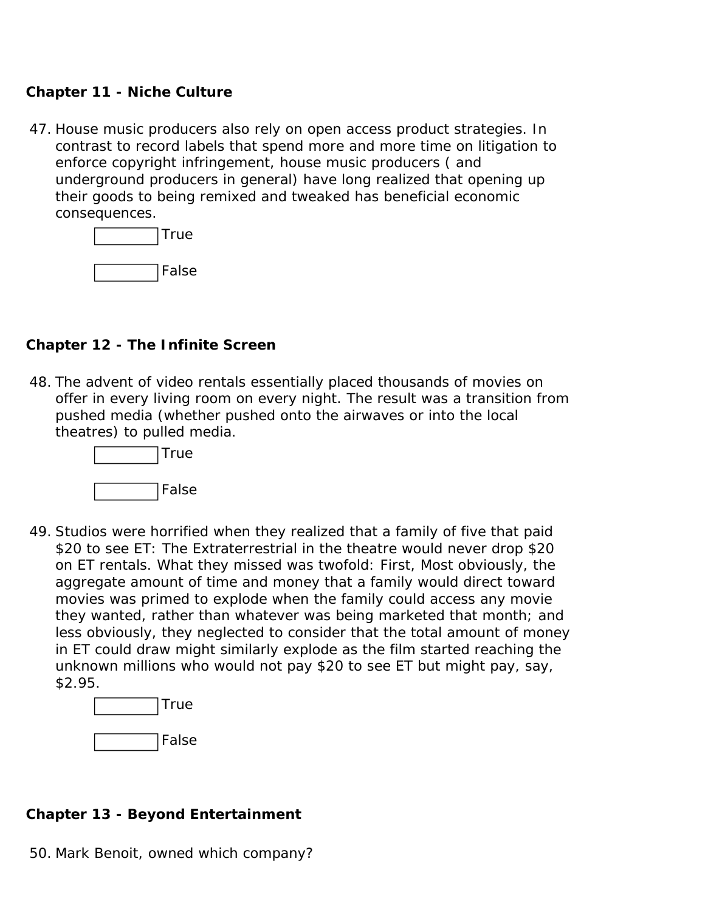### Chapter 11 - Niche Culture

47. House music producers also rely on open access product strategies. In contrast to record labels that spend more and more time on litigation to enforce copyright infringement, house music producers ( and underground producers in general) have long realized that opening up their goods to being remixed and tweaked has beneficial economic consequences.

    ☐ True

    ☐ False

### Chapter 12 - The Infinite Screen

48. The advent of video rentals essentially placed thousands of movies on offer in every living room on every night. The result was a transition from pushed media (whether pushed onto the airwaves or into the local theatres) to pulled media.

    ☐ True

    ☐ False

49. Studios were horrified when they realized that a family of five that paid $20 to see ET: The Extraterrestrial in the theatre would never drop $20 on ET rentals. What they missed was twofold: First, Most obviously, the aggregate amount of time and money that a family would direct toward movies was primed to explode when the family could access any movie they wanted, rather than whatever was being marketed that month; and less obviously, they neglected to consider that the total amount of money in ET could draw might similarly explode as the film started reaching the unknown millions who would not pay $20 to see ET but might pay, say, $2.95.

    ☐ True

    ☐ False

### Chapter 13 - Beyond Entertainment

50. Mark Benoit, owned which company?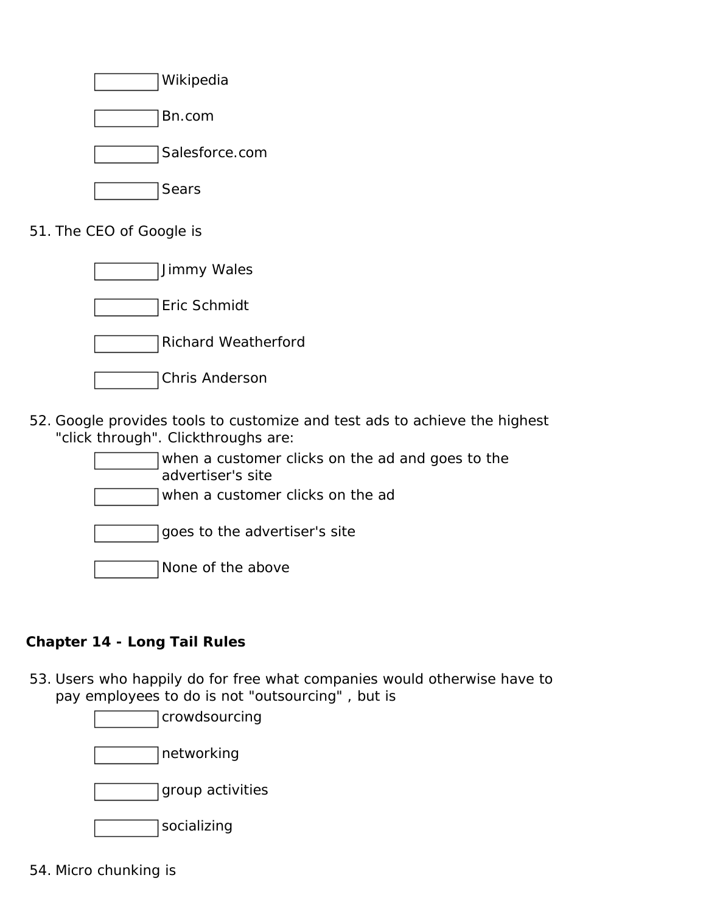- [ ] Wikipedia
- [ ] Bn.com
- [ ] Salesforce.com
- [ ] Sears

51. The CEO of Google is

- [ ] Jimmy Wales
- [ ] Eric Schmidt
- [ ] Richard Weatherford
- [ ] Chris Anderson

52. Google provides tools to customize and test ads to achieve the highest "click through". Clickthroughs are:

- [ ] when a customer clicks on the ad and goes to the advertiser's site
- [ ] when a customer clicks on the ad
- [ ] goes to the advertiser's site
- [ ] None of the above

**Chapter 14 - Long Tail Rules**

53. Users who happily do for free what companies would otherwise have to pay employees to do is not "outsourcing" , but is

- [ ] crowdsourcing
- [ ] networking
- [ ] group activities
- [ ] socializing

54. Micro chunking is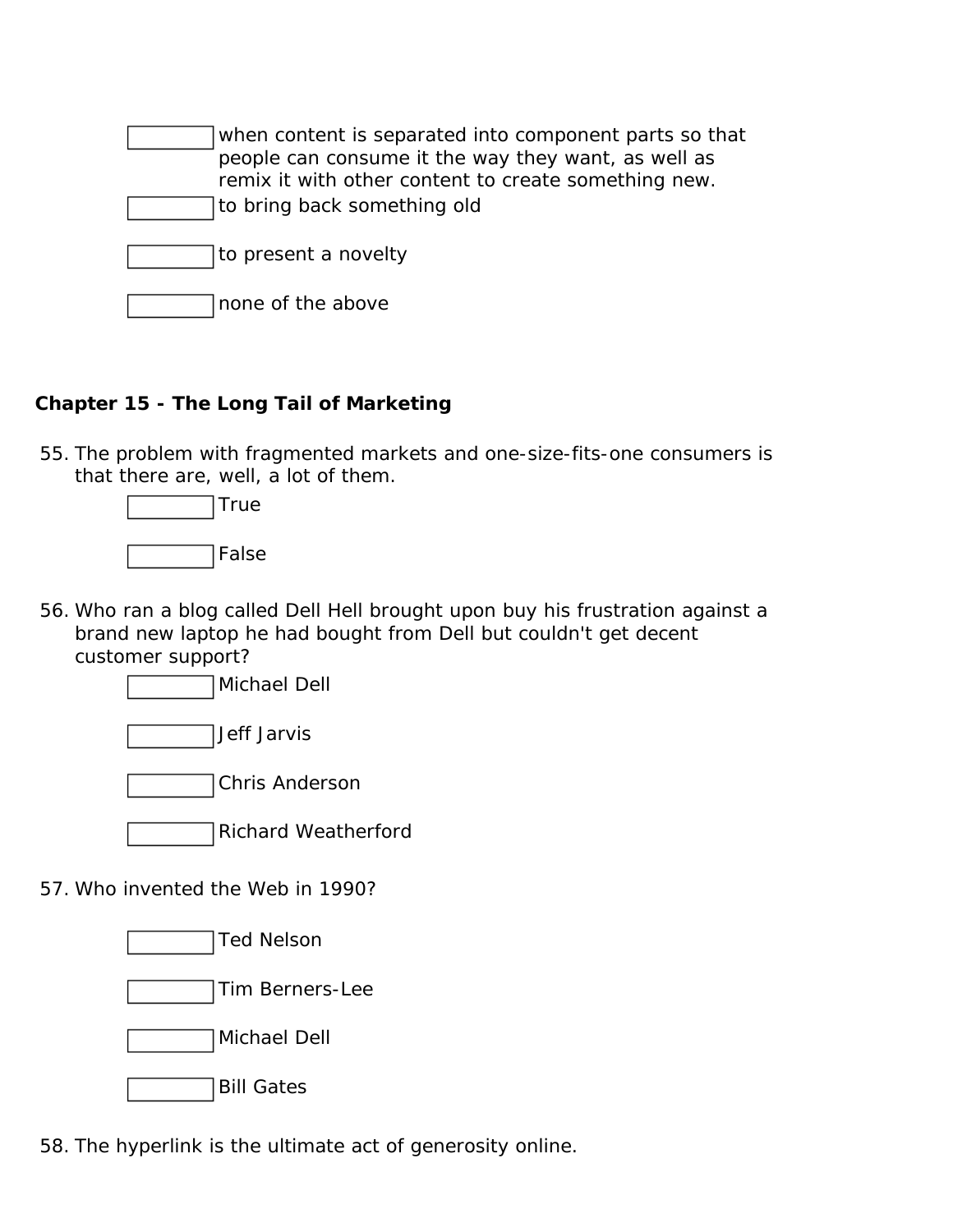- [ ] when content is separated into component parts so that people can consume it the way they want, as well as remix it with other content to create something new.
- [ ] to bring back something old
- [ ] to present a novelty
- [ ] none of the above

**Chapter 15 - The Long Tail of Marketing**

55. The problem with fragmented markets and one-size-fits-one consumers is that there are, well, a lot of them.
    - [ ] True
    - [ ] False

56. Who ran a blog called Dell Hell brought upon buy his frustration against a brand new laptop he had bought from Dell but couldn't get decent customer support?
    - [ ] Michael Dell
    - [ ] Jeff Jarvis
    - [ ] Chris Anderson
    - [ ] Richard Weatherford

57. Who invented the Web in 1990?
    - [ ] Ted Nelson
    - [ ] Tim Berners-Lee
    - [ ] Michael Dell
    - [ ] Bill Gates

58. The hyperlink is the ultimate act of generosity online.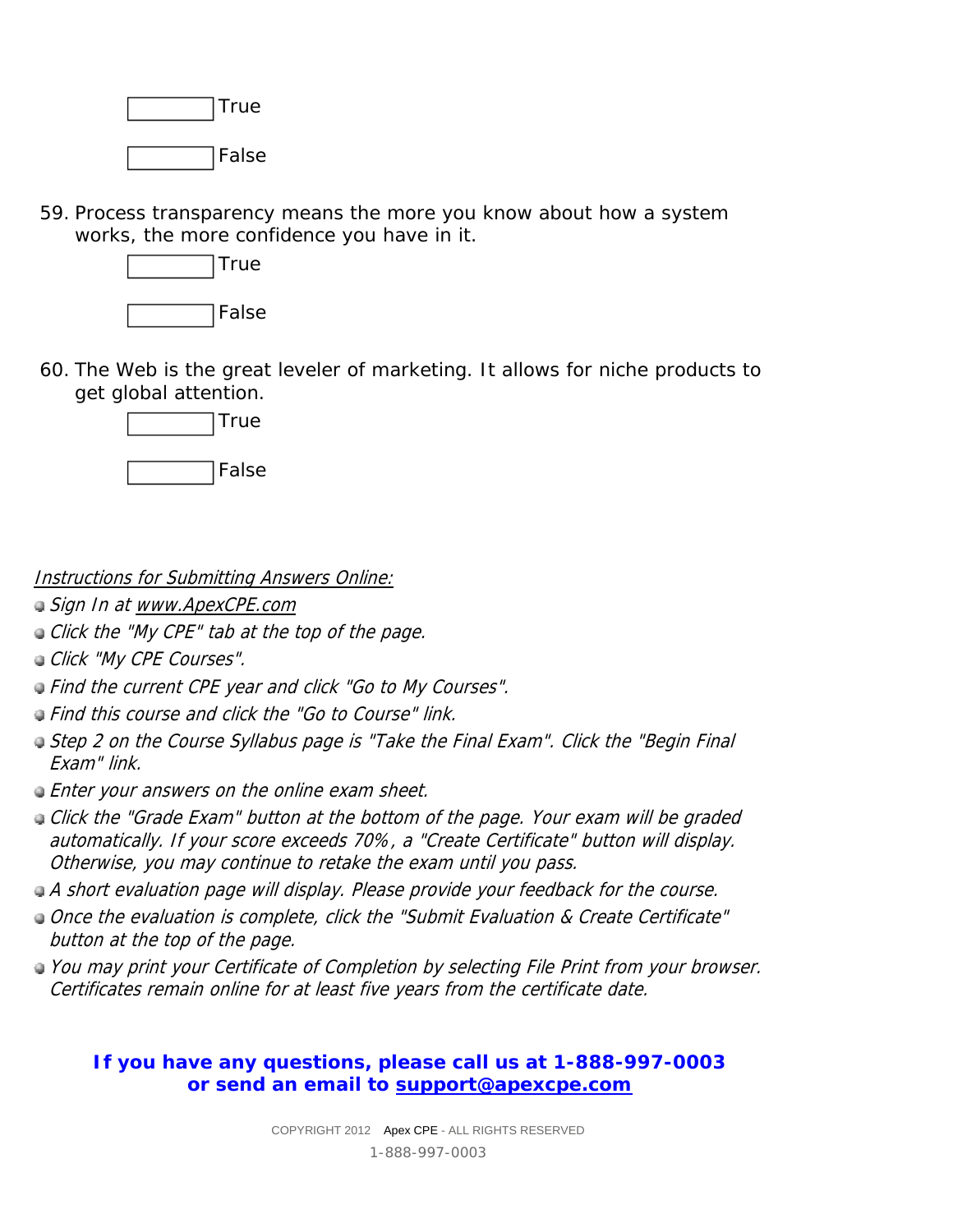☐ True

☐ False

59. Process transparency means the more you know about how a system works, the more confidence you have in it.

☐ True

☐ False

60. The Web is the great leveler of marketing. It allows for niche products to get global attention.

☐ True

☐ False

*Instructions for Submitting Answers Online:*

- *Sign In at www.ApexCPE.com*
- *Click the "My CPE" tab at the top of the page.*
- *Click "My CPE Courses".*
- *Find the current CPE year and click "Go to My Courses".*
- *Find this course and click the "Go to Course" link.*
- *Step 2 on the Course Syllabus page is "Take the Final Exam". Click the "Begin Final Exam" link.*
- *Enter your answers on the online exam sheet.*
- *Click the "Grade Exam" button at the bottom of the page. Your exam will be graded automatically. If your score exceeds 70%, a "Create Certificate" button will display. Otherwise, you may continue to retake the exam until you pass.*
- *A short evaluation page will display. Please provide your feedback for the course.*
- *Once the evaluation is complete, click the "Submit Evaluation & Create Certificate" button at the top of the page.*
- *You may print your Certificate of Completion by selecting File Print from your browser. Certificates remain online for at least five years from the certificate date.*

**If you have any questions, please call us at 1-888-997-0003 or send an email to support@apexcpe.com**

COPYRIGHT 2012 Apex CPE - ALL RIGHTS RESERVED

1-888-997-0003